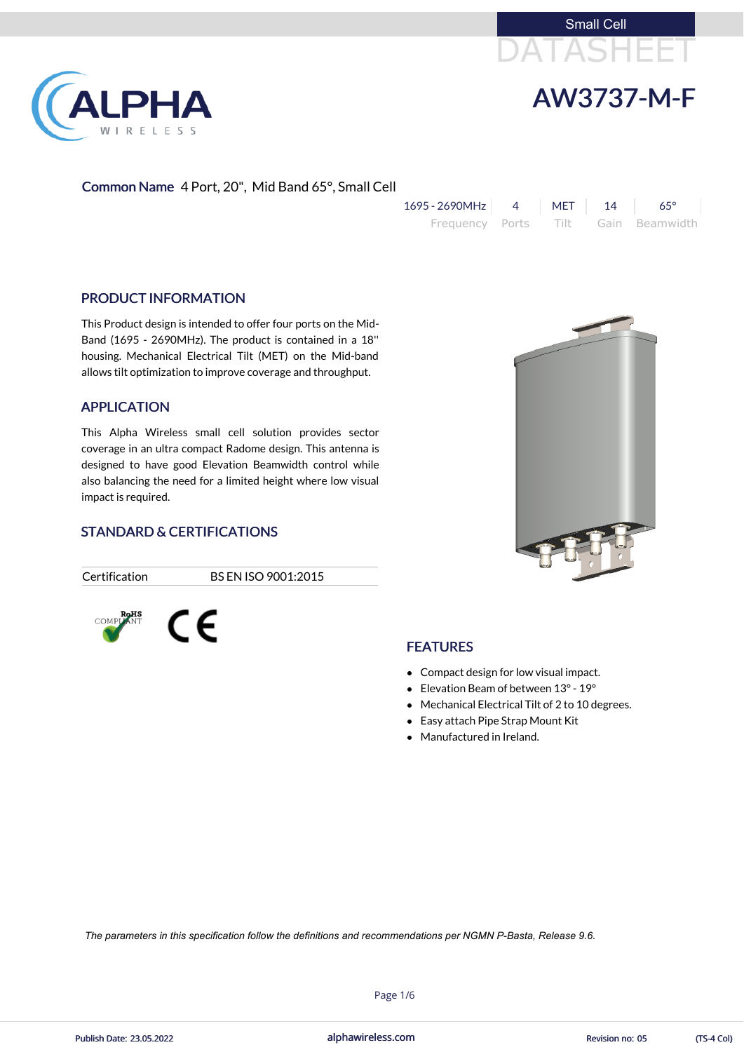Small Cell

DATASHEET

# AW3737-M-F

**Common Name** 4 Port, 20", Mid Band 65°, Small Cell

| 1695 - 2690MHz | 4 | MET | 14 | 65° |
|---|---|---|---|---|
| Frequency | Ports | Tilt | Gain | Beamwidth |

## PRODUCT INFORMATION

This Product design is intended to offer four ports on the Mid-Band (1695 - 2690MHz). The product is contained in a 18'' housing. Mechanical Electrical Tilt (MET) on the Mid-band allows tilt optimization to improve coverage and throughput.

## APPLICATION

This Alpha Wireless small cell solution provides sector coverage in an ultra compact Radome design. This antenna is designed to have good Elevation Beamwidth control while also balancing the need for a limited height where low visual impact is required.

## STANDARD & CERTIFICATIONS

| Certification | BS EN ISO 9001:2015 |
|---|---|

RoHS COMPLIANT

CE

## FEATURES

- Compact design for low visual impact.
- Elevation Beam of between 13° - 19°
- Mechanical Electrical Tilt of 2 to 10 degrees.
- Easy attach Pipe Strap Mount Kit
- Manufactured in Ireland.

*The parameters in this specification follow the definitions and recommendations per NGMN P-Basta, Release 9.6.*

Publish Date: 23.05.2022 alphawireless.com Revision no: 05 (TS-4 Col)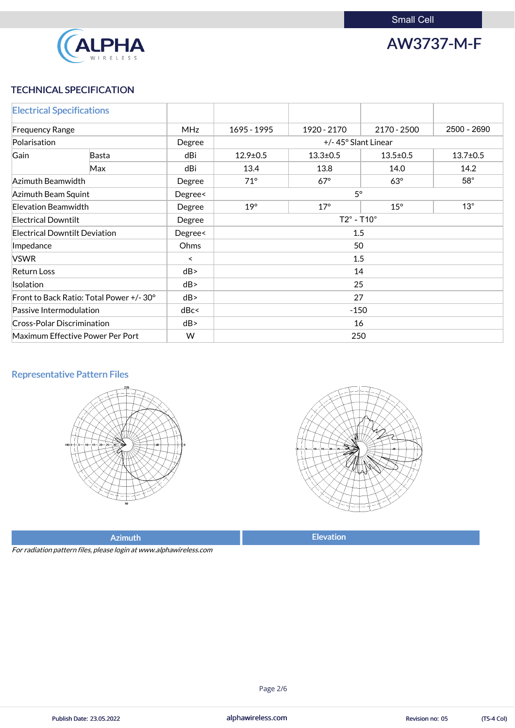Small Cell

# AW3737-M-F

## TECHNICAL SPECIFICATION

| Electrical Specifications | | | | | | |
|---|---|---|---|---|---|---|
| Frequency Range | | MHz | 1695 - 1995 | 1920 - 2170 | 2170 - 2500 | 2500 - 2690 |
| Polarisation | | Degree | +/- 45° Slant Linear | | | |
| Gain | Basta | dBi | 12.9±0.5 | 13.3±0.5 | 13.5±0.5 | 13.7±0.5 |
| | Max | dBi | 13.4 | 13.8 | 14.0 | 14.2 |
| Azimuth Beamwidth | | Degree | 71° | 67° | 63° | 58° |
| Azimuth Beam Squint | | Degree< | 5° | | | |
| Elevation Beamwidth | | Degree | 19° | 17° | 15° | 13° |
| Electrical Downtilt | | Degree | T2° - T10° | | | |
| Electrical Downtilt Deviation | | Degree< | 1.5 | | | |
| Impedance | | Ohms | 50 | | | |
| VSWR | | < | 1.5 | | | |
| Return Loss | | dB> | 14 | | | |
| Isolation | | dB> | 25 | | | |
| Front to Back Ratio: Total Power +/- 30° | | dB> | 27 | | | |
| Passive Intermodulation | | dBc< | -150 | | | |
| Cross-Polar Discrimination | | dB> | 16 | | | |
| Maximum Effective Power Per Port | | W | 250 | | | |

## Representative Pattern Files

| Azimuth | Elevation |
|---|---|

*For radiation pattern files, please login at www.alphawireless.com*

Publish Date: 23.05.2022 | alphawireless.com | Revision no: 05 | (TS-4 Col)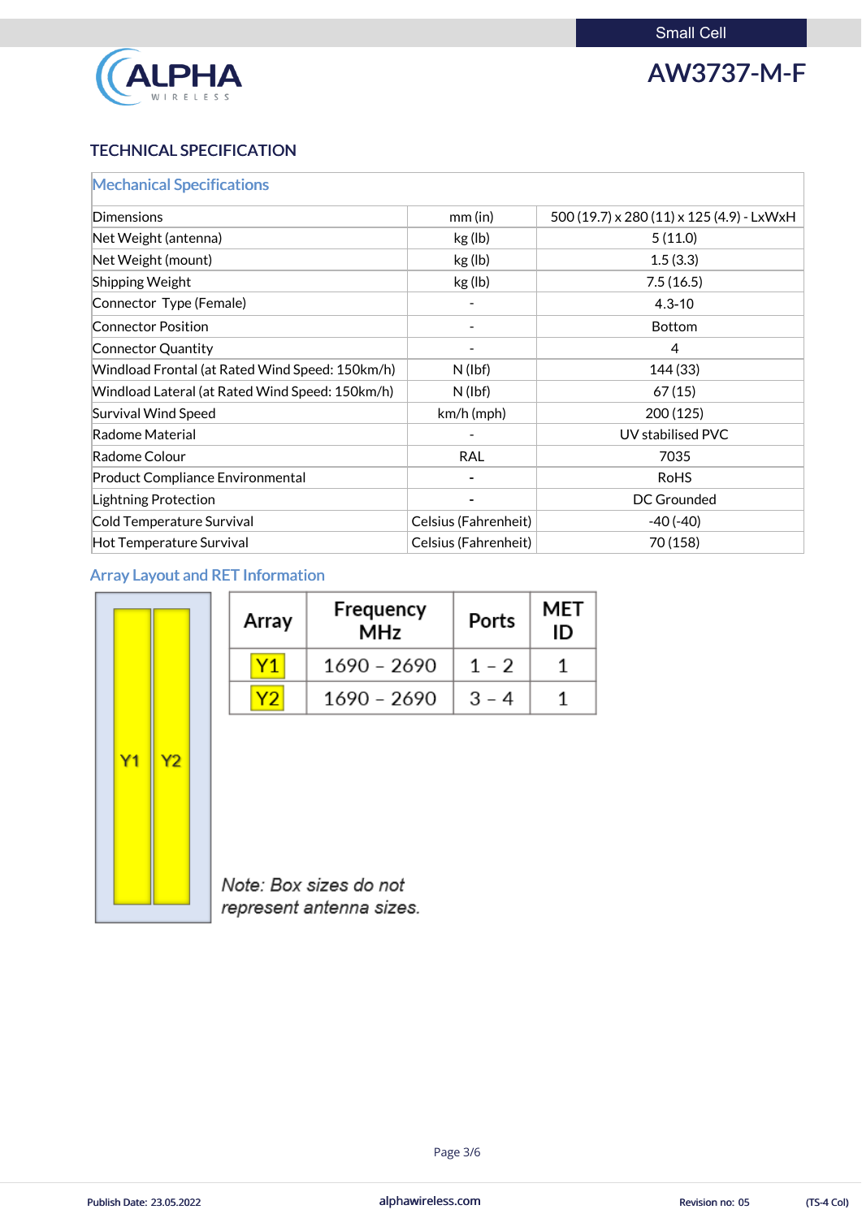Small Cell

# AW3737-M-F

## TECHNICAL SPECIFICATION

| Mechanical Specifications | | |
|---|---|---|
| Dimensions | mm (in) | 500 (19.7) x 280 (11) x 125 (4.9) - LxWxH |
| Net Weight (antenna) | kg (lb) | 5 (11.0) |
| Net Weight (mount) | kg (lb) | 1.5 (3.3) |
| Shipping Weight | kg (lb) | 7.5 (16.5) |
| Connector Type (Female) | - | 4.3-10 |
| Connector Position | - | Bottom |
| Connector Quantity | - | 4 |
| Windload Frontal (at Rated Wind Speed: 150km/h) | N (lbf) | 144 (33) |
| Windload Lateral (at Rated Wind Speed: 150km/h) | N (lbf) | 67 (15) |
| Survival Wind Speed | km/h (mph) | 200 (125) |
| Radome Material | - | UV stabilised PVC |
| Radome Colour | RAL | 7035 |
| Product Compliance Environmental | - | RoHS |
| Lightning Protection | - | DC Grounded |
| Cold Temperature Survival | Celsius (Fahrenheit) | -40 (-40) |
| Hot Temperature Survival | Celsius (Fahrenheit) | 70 (158) |

### Array Layout and RET Information

Y1 Y2

| Array | Frequency MHz | Ports | MET ID |
|---|---|---|---|
| Y1 | 1690 – 2690 | 1 – 2 | 1 |
| Y2 | 1690 – 2690 | 3 – 4 | 1 |

*Note: Box sizes do not represent antenna sizes.*

Publish Date: 23.05.2022 | alphawireless.com | Revision no: 05 | (TS-4 Col)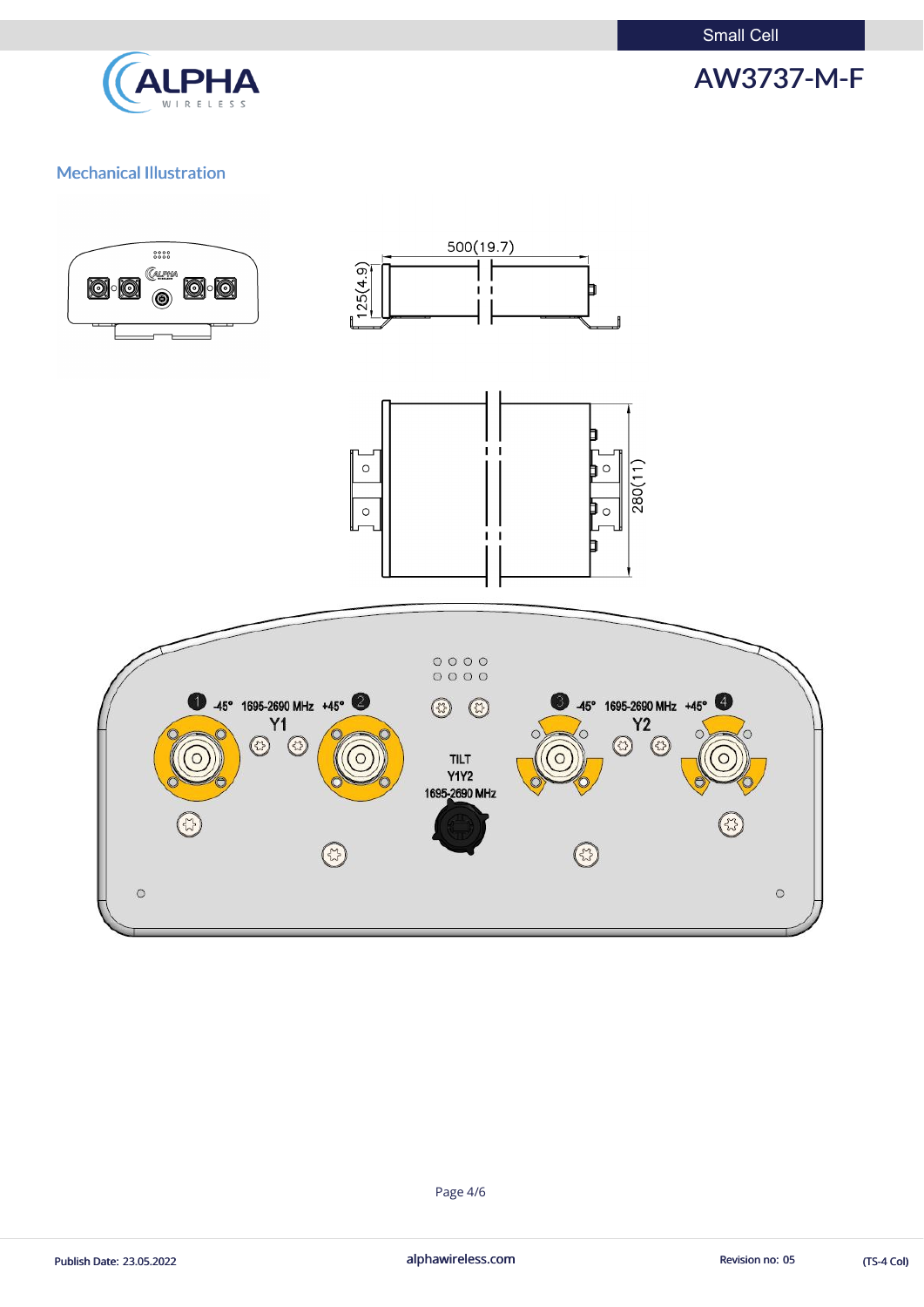## Mechanical Illustration

500(19.7)

125(4.9)

280(11)

1 -45° 1695-2690 MHz +45° 2

Y1

3 -45° 1695-2690 MHz +45° 4

Y2

TILT
Y1Y2
1695-2690 MHz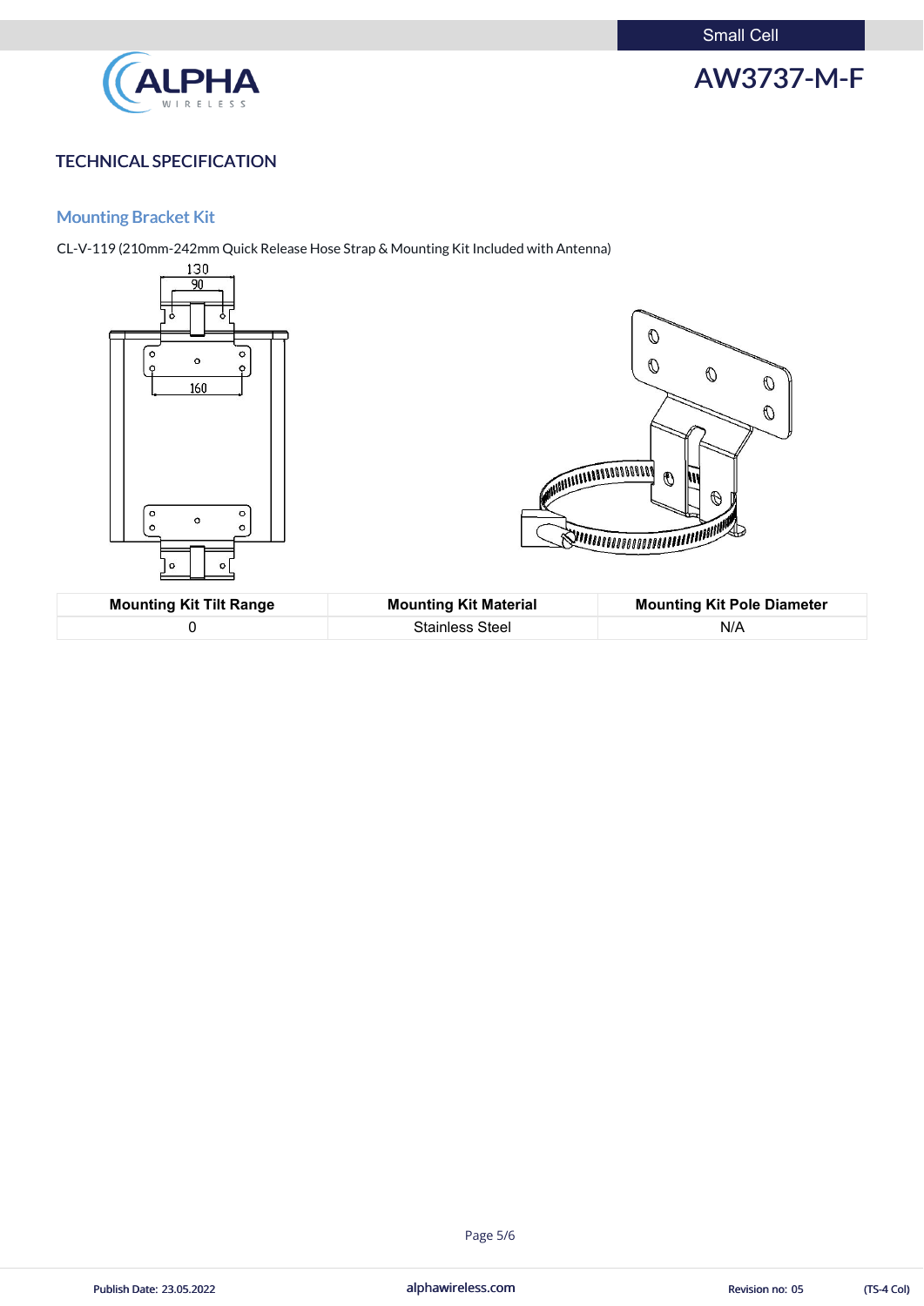## TECHNICAL SPECIFICATION

### Mounting Bracket Kit

CL-V-119 (210mm-242mm Quick Release Hose Strap & Mounting Kit Included with Antenna)

| Mounting Kit Tilt Range | Mounting Kit Material | Mounting Kit Pole Diameter |
|---|---|---|
| 0 | Stainless Steel | N/A |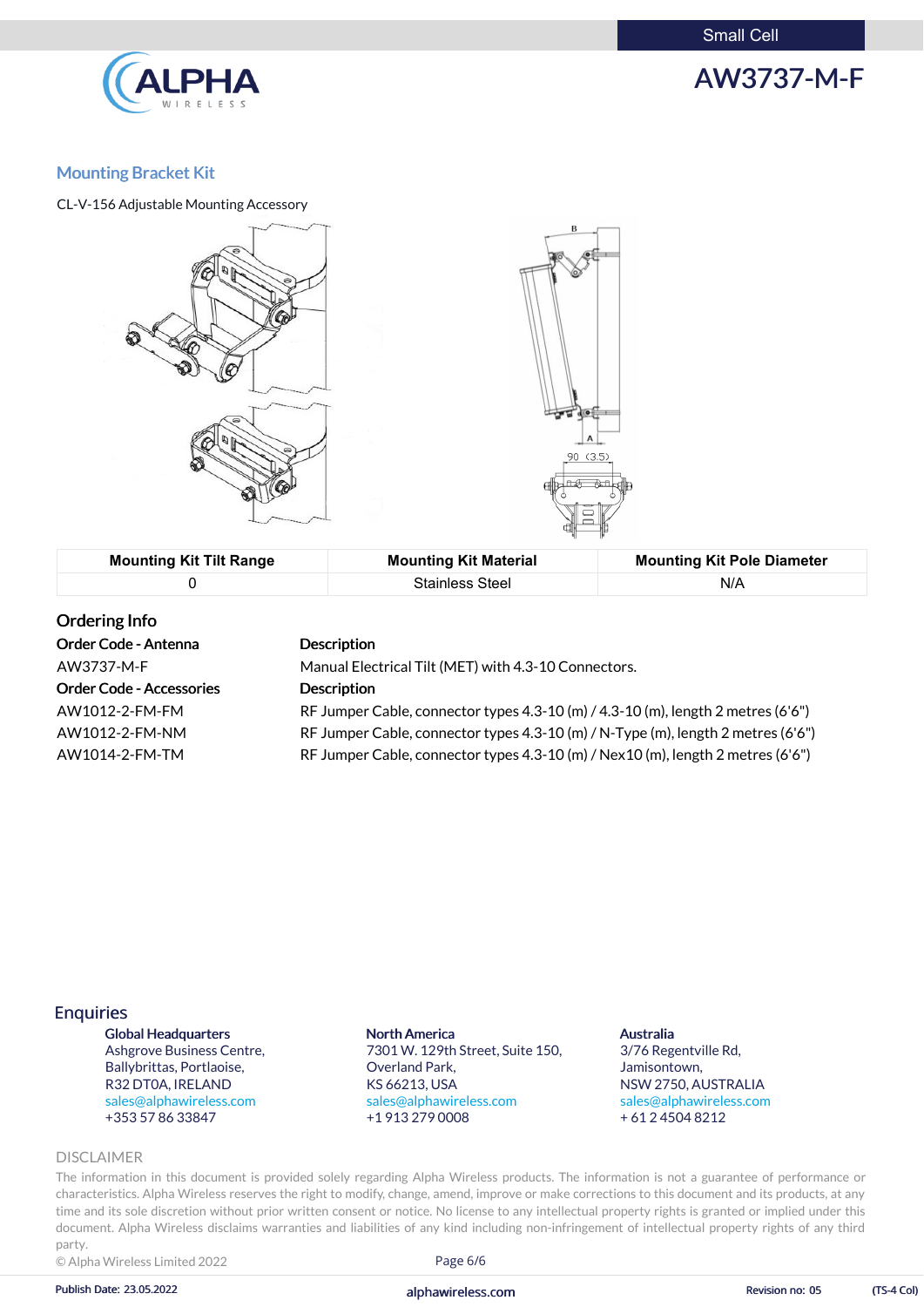## Mounting Bracket Kit

CL-V-156 Adjustable Mounting Accessory

B

A

90 (3.5)

| Mounting Kit Tilt Range | Mounting Kit Material | Mounting Kit Pole Diameter |
|---|---|---|
| 0 | Stainless Steel | N/A |

## Ordering Info

| Order Code - Antenna | Description |
|---|---|
| AW3737-M-F | Manual Electrical Tilt (MET) with 4.3-10 Connectors. |
| **Order Code - Accessories** | **Description** |
| AW1012-2-FM-FM | RF Jumper Cable, connector types 4.3-10 (m) / 4.3-10 (m), length 2 metres (6'6") |
| AW1012-2-FM-NM | RF Jumper Cable, connector types 4.3-10 (m) / N-Type (m), length 2 metres (6'6") |
| AW1014-2-FM-TM | RF Jumper Cable, connector types 4.3-10 (m) / Nex10 (m), length 2 metres (6'6") |

## Enquiries

**Global Headquarters**
Ashgrove Business Centre,
Ballybrittas, Portlaoise,
R32 DT0A, IRELAND
sales@alphawireless.com
+353 57 86 33847

**North America**
7301 W. 129th Street, Suite 150,
Overland Park,
KS 66213, USA
sales@alphawireless.com
+1 913 279 0008

**Australia**
3/76 Regentville Rd,
Jamisontown,
NSW 2750, AUSTRALIA
sales@alphawireless.com
+ 61 2 4504 8212

DISCLAIMER

The information in this document is provided solely regarding Alpha Wireless products. The information is not a guarantee of performance or characteristics. Alpha Wireless reserves the right to modify, change, amend, improve or make corrections to this document and its products, at any time and its sole discretion without prior written consent or notice. No license to any intellectual property rights is granted or implied under this document. Alpha Wireless disclaims warranties and liabilities of any kind including non-infringement of intellectual property rights of any third party.

© Alpha Wireless Limited 2022

Publish Date: 23.05.2022 | alphawireless.com | Revision no: 05 | (TS-4 Col)